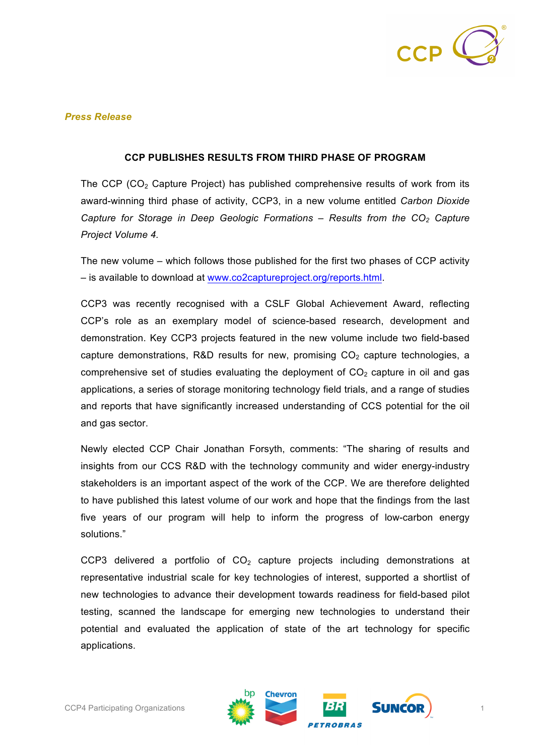*Press Release*

**CCP PUBLISHES RESULTS FROM THIRD PHASE OF PROGRAM**

The CCP ($CO_2$ Capture Project) has published comprehensive results of work from its award-winning third phase of activity, CCP3, in a new volume entitled *Carbon Dioxide Capture for Storage in Deep Geologic Formations – Results from the $CO_2$ Capture Project Volume 4.*

The new volume – which follows those published for the first two phases of CCP activity – is available to download at www.co2captureproject.org/reports.html.

CCP3 was recently recognised with a CSLF Global Achievement Award, reflecting CCP's role as an exemplary model of science-based research, development and demonstration. Key CCP3 projects featured in the new volume include two field-based capture demonstrations, R&D results for new, promising $CO_2$ capture technologies, a comprehensive set of studies evaluating the deployment of $CO_2$ capture in oil and gas applications, a series of storage monitoring technology field trials, and a range of studies and reports that have significantly increased understanding of CCS potential for the oil and gas sector.

Newly elected CCP Chair Jonathan Forsyth, comments: "The sharing of results and insights from our CCS R&D with the technology community and wider energy-industry stakeholders is an important aspect of the work of the CCP. We are therefore delighted to have published this latest volume of our work and hope that the findings from the last five years of our program will help to inform the progress of low-carbon energy solutions."

CCP3 delivered a portfolio of $CO_2$ capture projects including demonstrations at representative industrial scale for key technologies of interest, supported a shortlist of new technologies to advance their development towards readiness for field-based pilot testing, scanned the landscape for emerging new technologies to understand their potential and evaluated the application of state of the art technology for specific applications.

CCP4 Participating Organizations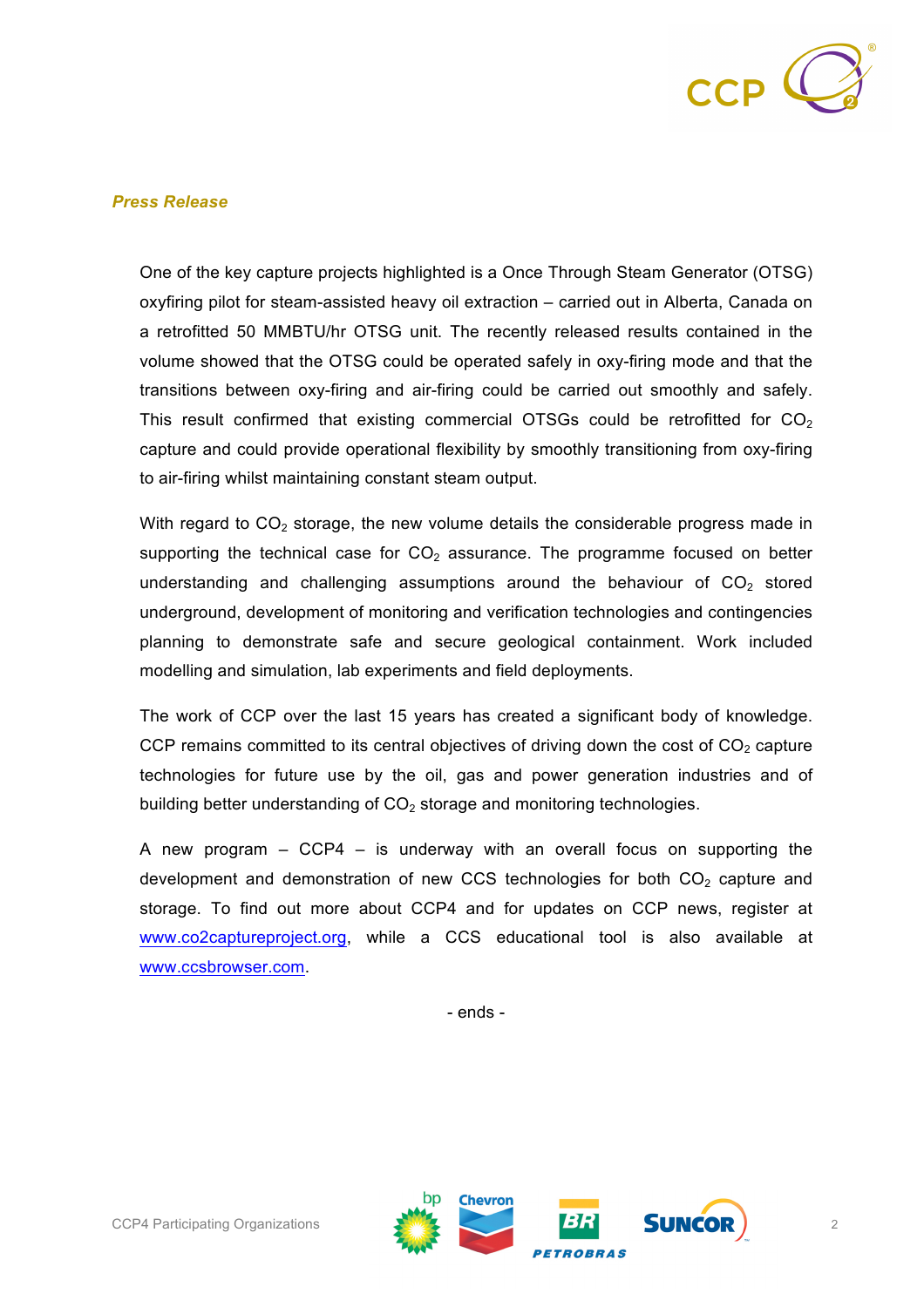*Press Release*

One of the key capture projects highlighted is a Once Through Steam Generator (OTSG) oxyfiring pilot for steam-assisted heavy oil extraction – carried out in Alberta, Canada on a retrofitted 50 MMBTU/hr OTSG unit. The recently released results contained in the volume showed that the OTSG could be operated safely in oxy-firing mode and that the transitions between oxy-firing and air-firing could be carried out smoothly and safely. This result confirmed that existing commercial OTSGs could be retrofitted for $CO_2$ capture and could provide operational flexibility by smoothly transitioning from oxy-firing to air-firing whilst maintaining constant steam output.

With regard to $CO_2$ storage, the new volume details the considerable progress made in supporting the technical case for $CO_2$ assurance. The programme focused on better understanding and challenging assumptions around the behaviour of $CO_2$ stored underground, development of monitoring and verification technologies and contingencies planning to demonstrate safe and secure geological containment. Work included modelling and simulation, lab experiments and field deployments.

The work of CCP over the last 15 years has created a significant body of knowledge. CCP remains committed to its central objectives of driving down the cost of $CO_2$ capture technologies for future use by the oil, gas and power generation industries and of building better understanding of $CO_2$ storage and monitoring technologies.

A new program – CCP4 – is underway with an overall focus on supporting the development and demonstration of new CCS technologies for both $CO_2$ capture and storage. To find out more about CCP4 and for updates on CCP news, register at www.co2captureproject.org, while a CCS educational tool is also available at www.ccsbrowser.com.

- ends -

CCP4 Participating Organizations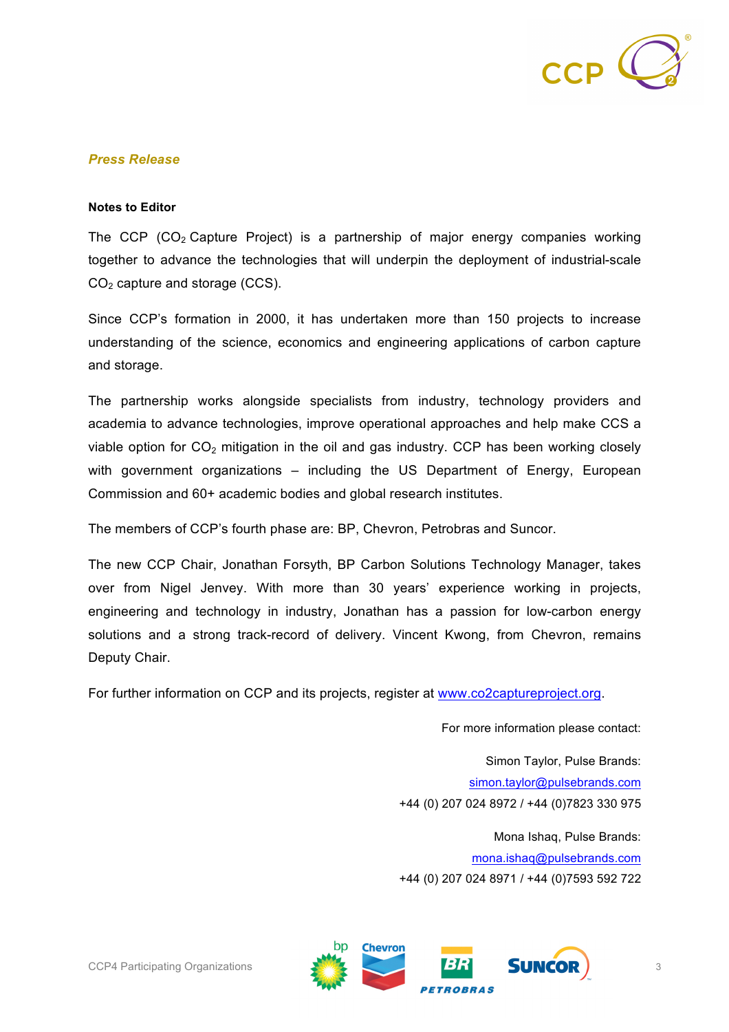*Press Release*

**Notes to Editor**

The CCP ($CO_2$ Capture Project) is a partnership of major energy companies working together to advance the technologies that will underpin the deployment of industrial-scale $CO_2$ capture and storage (CCS).

Since CCP's formation in 2000, it has undertaken more than 150 projects to increase understanding of the science, economics and engineering applications of carbon capture and storage.

The partnership works alongside specialists from industry, technology providers and academia to advance technologies, improve operational approaches and help make CCS a viable option for $CO_2$ mitigation in the oil and gas industry. CCP has been working closely with government organizations – including the US Department of Energy, European Commission and 60+ academic bodies and global research institutes.

The members of CCP's fourth phase are: BP, Chevron, Petrobras and Suncor.

The new CCP Chair, Jonathan Forsyth, BP Carbon Solutions Technology Manager, takes over from Nigel Jenvey. With more than 30 years' experience working in projects, engineering and technology in industry, Jonathan has a passion for low-carbon energy solutions and a strong track-record of delivery. Vincent Kwong, from Chevron, remains Deputy Chair.

For further information on CCP and its projects, register at www.co2captureproject.org.

For more information please contact:

Simon Taylor, Pulse Brands:
simon.taylor@pulsebrands.com
+44 (0) 207 024 8972 / +44 (0)7823 330 975

Mona Ishaq, Pulse Brands:
mona.ishaq@pulsebrands.com
+44 (0) 207 024 8971 / +44 (0)7593 592 722

CCP4 Participating Organizations